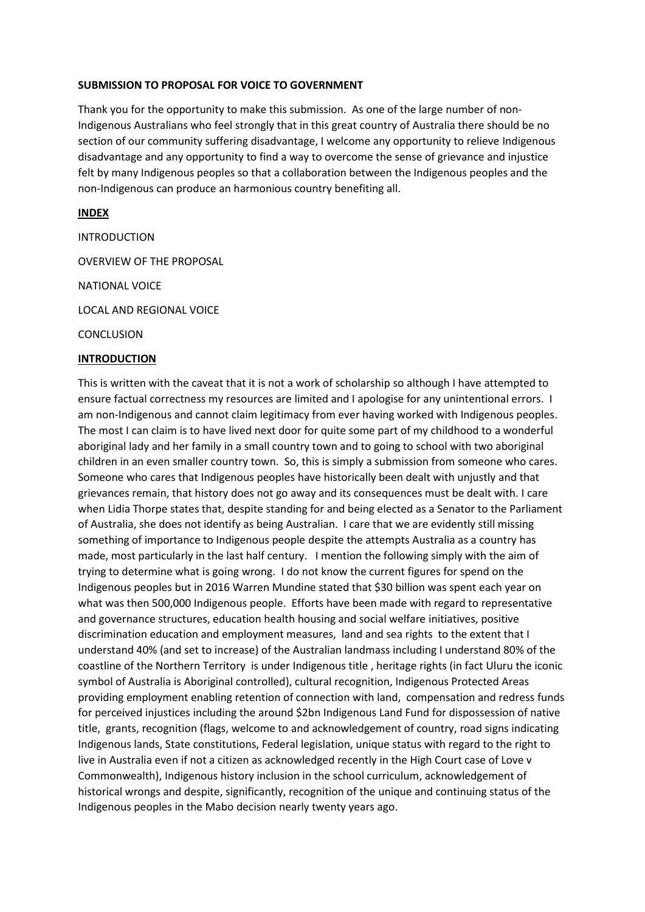**SUBMISSION TO PROPOSAL FOR VOICE TO GOVERNMENT**

Thank you for the opportunity to make this submission. As one of the large number of non-Indigenous Australians who feel strongly that in this great country of Australia there should be no section of our community suffering disadvantage, I welcome any opportunity to relieve Indigenous disadvantage and any opportunity to find a way to overcome the sense of grievance and injustice felt by many Indigenous peoples so that a collaboration between the Indigenous peoples and the non-Indigenous can produce an harmonious country benefiting all.

**INDEX**

INTRODUCTION

OVERVIEW OF THE PROPOSAL

NATIONAL VOICE

LOCAL AND REGIONAL VOICE

CONCLUSION

**INTRODUCTION**

This is written with the caveat that it is not a work of scholarship so although I have attempted to ensure factual correctness my resources are limited and I apologise for any unintentional errors. I am non-Indigenous and cannot claim legitimacy from ever having worked with Indigenous peoples. The most I can claim is to have lived next door for quite some part of my childhood to a wonderful aboriginal lady and her family in a small country town and to going to school with two aboriginal children in an even smaller country town. So, this is simply a submission from someone who cares. Someone who cares that Indigenous peoples have historically been dealt with unjustly and that grievances remain, that history does not go away and its consequences must be dealt with. I care when Lidia Thorpe states that, despite standing for and being elected as a Senator to the Parliament of Australia, she does not identify as being Australian. I care that we are evidently still missing something of importance to Indigenous people despite the attempts Australia as a country has made, most particularly in the last half century. I mention the following simply with the aim of trying to determine what is going wrong. I do not know the current figures for spend on the Indigenous peoples but in 2016 Warren Mundine stated that $30 billion was spent each year on what was then 500,000 Indigenous people. Efforts have been made with regard to representative and governance structures, education health housing and social welfare initiatives, positive discrimination education and employment measures, land and sea rights to the extent that I understand 40% (and set to increase) of the Australian landmass including I understand 80% of the coastline of the Northern Territory is under Indigenous title , heritage rights (in fact Uluru the iconic symbol of Australia is Aboriginal controlled), cultural recognition, Indigenous Protected Areas providing employment enabling retention of connection with land, compensation and redress funds for perceived injustices including the around $2bn Indigenous Land Fund for dispossession of native title, grants, recognition (flags, welcome to and acknowledgement of country, road signs indicating Indigenous lands, State constitutions, Federal legislation, unique status with regard to the right to live in Australia even if not a citizen as acknowledged recently in the High Court case of Love v Commonwealth), Indigenous history inclusion in the school curriculum, acknowledgement of historical wrongs and despite, significantly, recognition of the unique and continuing status of the Indigenous peoples in the Mabo decision nearly twenty years ago.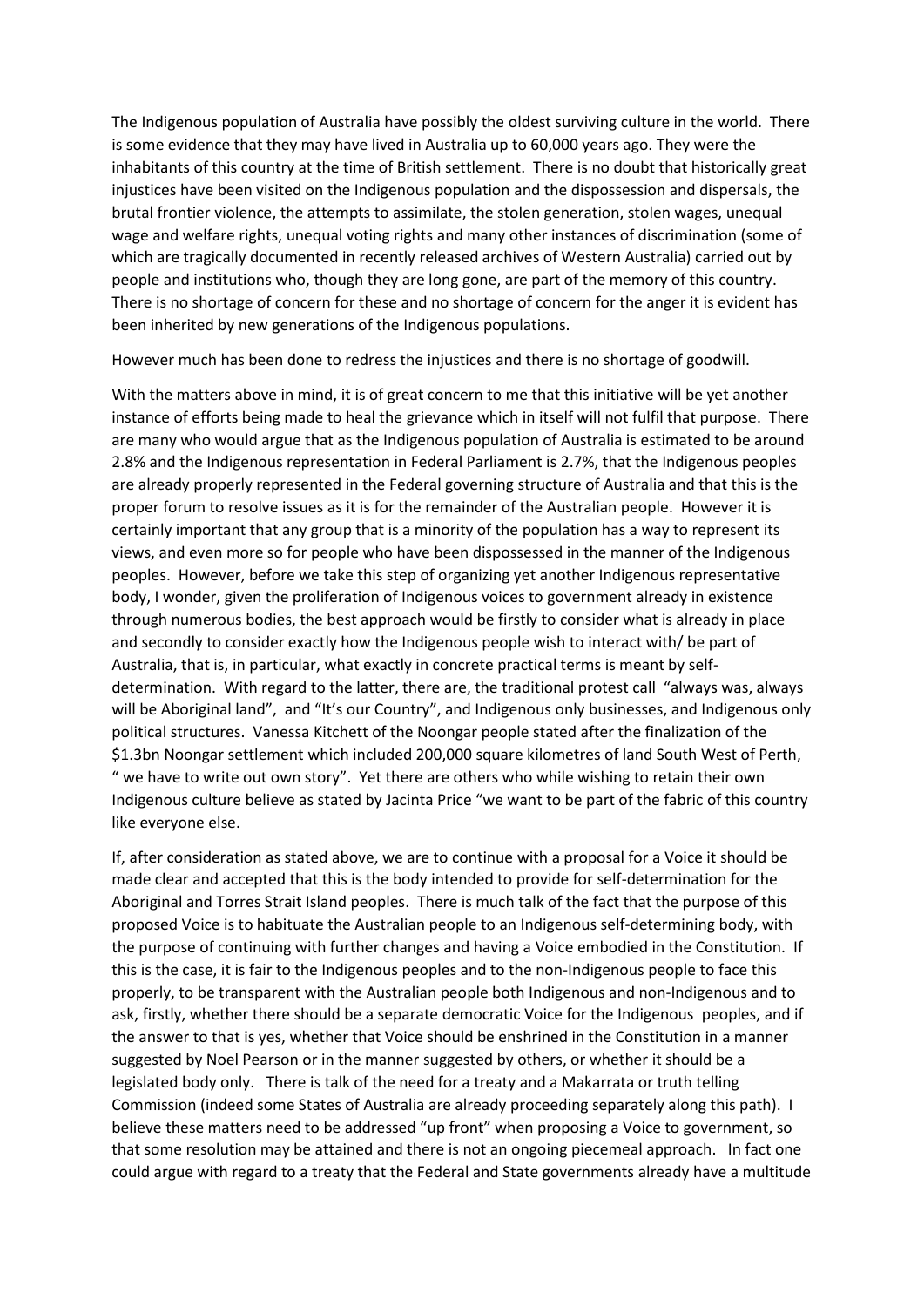The Indigenous population of Australia have possibly the oldest surviving culture in the world. There is some evidence that they may have lived in Australia up to 60,000 years ago. They were the inhabitants of this country at the time of British settlement. There is no doubt that historically great injustices have been visited on the Indigenous population and the dispossession and dispersals, the brutal frontier violence, the attempts to assimilate, the stolen generation, stolen wages, unequal wage and welfare rights, unequal voting rights and many other instances of discrimination (some of which are tragically documented in recently released archives of Western Australia) carried out by people and institutions who, though they are long gone, are part of the memory of this country. There is no shortage of concern for these and no shortage of concern for the anger it is evident has been inherited by new generations of the Indigenous populations.

However much has been done to redress the injustices and there is no shortage of goodwill.

With the matters above in mind, it is of great concern to me that this initiative will be yet another instance of efforts being made to heal the grievance which in itself will not fulfil that purpose. There are many who would argue that as the Indigenous population of Australia is estimated to be around 2.8% and the Indigenous representation in Federal Parliament is 2.7%, that the Indigenous peoples are already properly represented in the Federal governing structure of Australia and that this is the proper forum to resolve issues as it is for the remainder of the Australian people. However it is certainly important that any group that is a minority of the population has a way to represent its views, and even more so for people who have been dispossessed in the manner of the Indigenous peoples. However, before we take this step of organizing yet another Indigenous representative body, I wonder, given the proliferation of Indigenous voices to government already in existence through numerous bodies, the best approach would be firstly to consider what is already in place and secondly to consider exactly how the Indigenous people wish to interact with/ be part of Australia, that is, in particular, what exactly in concrete practical terms is meant by self-determination. With regard to the latter, there are, the traditional protest call "always was, always will be Aboriginal land", and "It's our Country", and Indigenous only businesses, and Indigenous only political structures. Vanessa Kitchett of the Noongar people stated after the finalization of the $1.3bn Noongar settlement which included 200,000 square kilometres of land South West of Perth, " we have to write out own story". Yet there are others who while wishing to retain their own Indigenous culture believe as stated by Jacinta Price "we want to be part of the fabric of this country like everyone else.

If, after consideration as stated above, we are to continue with a proposal for a Voice it should be made clear and accepted that this is the body intended to provide for self-determination for the Aboriginal and Torres Strait Island peoples. There is much talk of the fact that the purpose of this proposed Voice is to habituate the Australian people to an Indigenous self-determining body, with the purpose of continuing with further changes and having a Voice embodied in the Constitution. If this is the case, it is fair to the Indigenous peoples and to the non-Indigenous people to face this properly, to be transparent with the Australian people both Indigenous and non-Indigenous and to ask, firstly, whether there should be a separate democratic Voice for the Indigenous peoples, and if the answer to that is yes, whether that Voice should be enshrined in the Constitution in a manner suggested by Noel Pearson or in the manner suggested by others, or whether it should be a legislated body only. There is talk of the need for a treaty and a Makarrata or truth telling Commission (indeed some States of Australia are already proceeding separately along this path). I believe these matters need to be addressed "up front" when proposing a Voice to government, so that some resolution may be attained and there is not an ongoing piecemeal approach. In fact one could argue with regard to a treaty that the Federal and State governments already have a multitude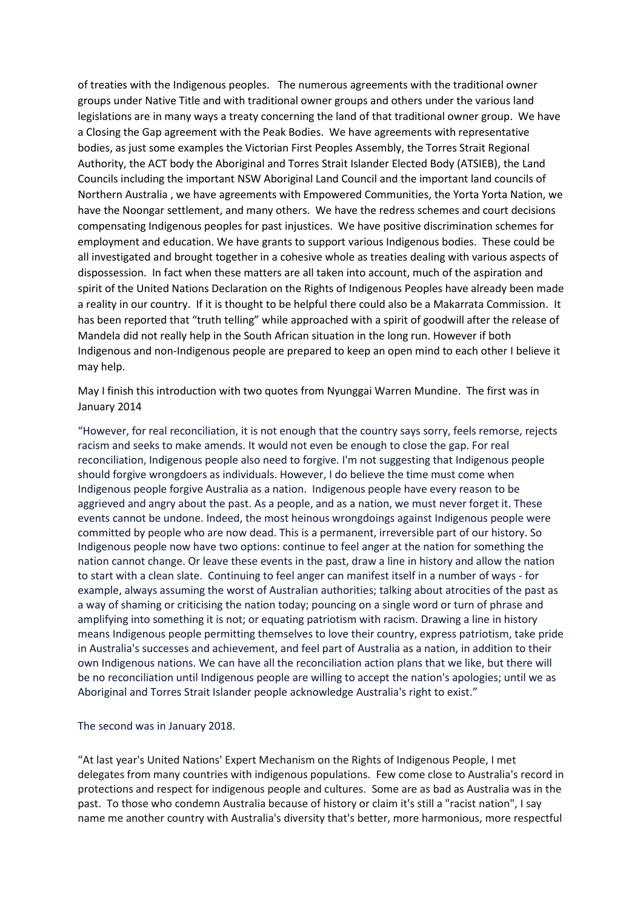of treaties with the Indigenous peoples. The numerous agreements with the traditional owner groups under Native Title and with traditional owner groups and others under the various land legislations are in many ways a treaty concerning the land of that traditional owner group. We have a Closing the Gap agreement with the Peak Bodies. We have agreements with representative bodies, as just some examples the Victorian First Peoples Assembly, the Torres Strait Regional Authority, the ACT body the Aboriginal and Torres Strait Islander Elected Body (ATSIEB), the Land Councils including the important NSW Aboriginal Land Council and the important land councils of Northern Australia , we have agreements with Empowered Communities, the Yorta Yorta Nation, we have the Noongar settlement, and many others. We have the redress schemes and court decisions compensating Indigenous peoples for past injustices. We have positive discrimination schemes for employment and education. We have grants to support various Indigenous bodies. These could be all investigated and brought together in a cohesive whole as treaties dealing with various aspects of dispossession. In fact when these matters are all taken into account, much of the aspiration and spirit of the United Nations Declaration on the Rights of Indigenous Peoples have already been made a reality in our country. If it is thought to be helpful there could also be a Makarrata Commission. It has been reported that "truth telling" while approached with a spirit of goodwill after the release of Mandela did not really help in the South African situation in the long run. However if both Indigenous and non-Indigenous people are prepared to keep an open mind to each other I believe it may help.

May I finish this introduction with two quotes from Nyunggai Warren Mundine. The first was in January 2014

"However, for real reconciliation, it is not enough that the country says sorry, feels remorse, rejects racism and seeks to make amends. It would not even be enough to close the gap. For real reconciliation, Indigenous people also need to forgive. I'm not suggesting that Indigenous people should forgive wrongdoers as individuals. However, I do believe the time must come when Indigenous people forgive Australia as a nation. Indigenous people have every reason to be aggrieved and angry about the past. As a people, and as a nation, we must never forget it. These events cannot be undone. Indeed, the most heinous wrongdoings against Indigenous people were committed by people who are now dead. This is a permanent, irreversible part of our history. So Indigenous people now have two options: continue to feel anger at the nation for something the nation cannot change. Or leave these events in the past, draw a line in history and allow the nation to start with a clean slate. Continuing to feel anger can manifest itself in a number of ways - for example, always assuming the worst of Australian authorities; talking about atrocities of the past as a way of shaming or criticising the nation today; pouncing on a single word or turn of phrase and amplifying into something it is not; or equating patriotism with racism. Drawing a line in history means Indigenous people permitting themselves to love their country, express patriotism, take pride in Australia's successes and achievement, and feel part of Australia as a nation, in addition to their own Indigenous nations. We can have all the reconciliation action plans that we like, but there will be no reconciliation until Indigenous people are willing to accept the nation's apologies; until we as Aboriginal and Torres Strait Islander people acknowledge Australia's right to exist."

The second was in January 2018.

"At last year's United Nations' Expert Mechanism on the Rights of Indigenous People, I met delegates from many countries with indigenous populations. Few come close to Australia's record in protections and respect for indigenous people and cultures. Some are as bad as Australia was in the past. To those who condemn Australia because of history or claim it's still a "racist nation", I say name me another country with Australia's diversity that's better, more harmonious, more respectful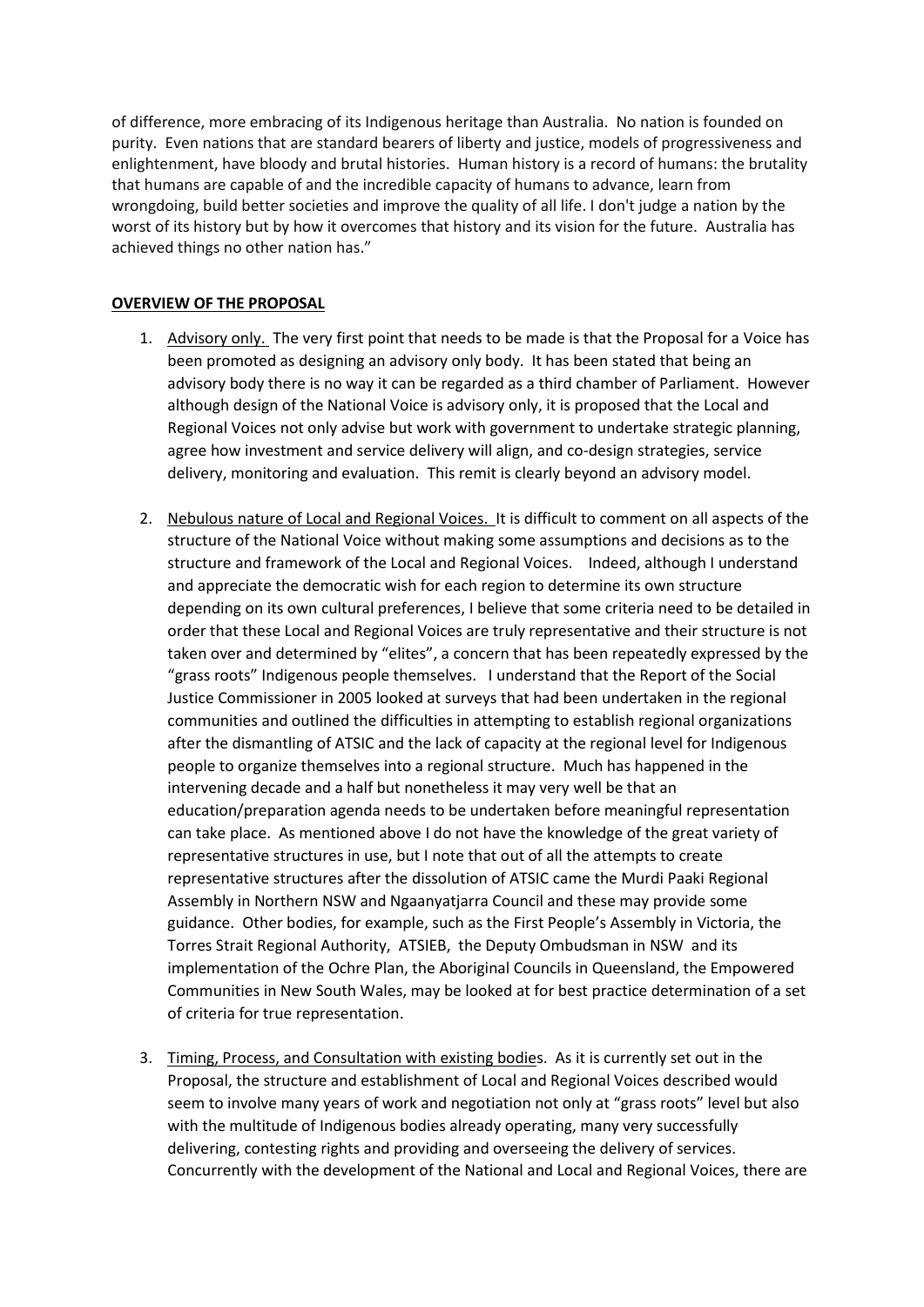of difference, more embracing of its Indigenous heritage than Australia. No nation is founded on purity. Even nations that are standard bearers of liberty and justice, models of progressiveness and enlightenment, have bloody and brutal histories. Human history is a record of humans: the brutality that humans are capable of and the incredible capacity of humans to advance, learn from wrongdoing, build better societies and improve the quality of all life. I don't judge a nation by the worst of its history but by how it overcomes that history and its vision for the future. Australia has achieved things no other nation has."

**OVERVIEW OF THE PROPOSAL**

1. Advisory only. The very first point that needs to be made is that the Proposal for a Voice has been promoted as designing an advisory only body. It has been stated that being an advisory body there is no way it can be regarded as a third chamber of Parliament. However although design of the National Voice is advisory only, it is proposed that the Local and Regional Voices not only advise but work with government to undertake strategic planning, agree how investment and service delivery will align, and co-design strategies, service delivery, monitoring and evaluation. This remit is clearly beyond an advisory model.

2. Nebulous nature of Local and Regional Voices. It is difficult to comment on all aspects of the structure of the National Voice without making some assumptions and decisions as to the structure and framework of the Local and Regional Voices. Indeed, although I understand and appreciate the democratic wish for each region to determine its own structure depending on its own cultural preferences, I believe that some criteria need to be detailed in order that these Local and Regional Voices are truly representative and their structure is not taken over and determined by "elites", a concern that has been repeatedly expressed by the "grass roots" Indigenous people themselves. I understand that the Report of the Social Justice Commissioner in 2005 looked at surveys that had been undertaken in the regional communities and outlined the difficulties in attempting to establish regional organizations after the dismantling of ATSIC and the lack of capacity at the regional level for Indigenous people to organize themselves into a regional structure. Much has happened in the intervening decade and a half but nonetheless it may very well be that an education/preparation agenda needs to be undertaken before meaningful representation can take place. As mentioned above I do not have the knowledge of the great variety of representative structures in use, but I note that out of all the attempts to create representative structures after the dissolution of ATSIC came the Murdi Paaki Regional Assembly in Northern NSW and Ngaanyatjarra Council and these may provide some guidance. Other bodies, for example, such as the First People's Assembly in Victoria, the Torres Strait Regional Authority, ATSIEB, the Deputy Ombudsman in NSW and its implementation of the Ochre Plan, the Aboriginal Councils in Queensland, the Empowered Communities in New South Wales, may be looked at for best practice determination of a set of criteria for true representation.

3. Timing, Process, and Consultation with existing bodies. As it is currently set out in the Proposal, the structure and establishment of Local and Regional Voices described would seem to involve many years of work and negotiation not only at "grass roots" level but also with the multitude of Indigenous bodies already operating, many very successfully delivering, contesting rights and providing and overseeing the delivery of services. Concurrently with the development of the National and Local and Regional Voices, there are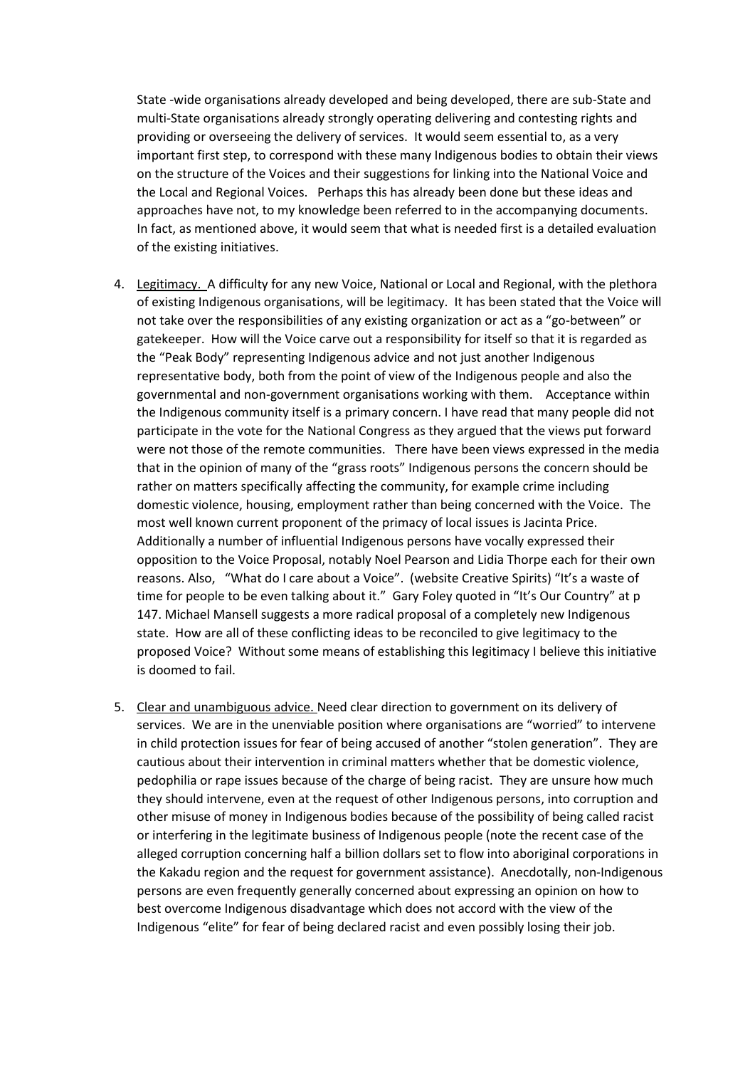State -wide organisations already developed and being developed, there are sub-State and multi-State organisations already strongly operating delivering and contesting rights and providing or overseeing the delivery of services. It would seem essential to, as a very important first step, to correspond with these many Indigenous bodies to obtain their views on the structure of the Voices and their suggestions for linking into the National Voice and the Local and Regional Voices. Perhaps this has already been done but these ideas and approaches have not, to my knowledge been referred to in the accompanying documents. In fact, as mentioned above, it would seem that what is needed first is a detailed evaluation of the existing initiatives.

4. Legitimacy. A difficulty for any new Voice, National or Local and Regional, with the plethora of existing Indigenous organisations, will be legitimacy. It has been stated that the Voice will not take over the responsibilities of any existing organization or act as a "go-between" or gatekeeper. How will the Voice carve out a responsibility for itself so that it is regarded as the "Peak Body" representing Indigenous advice and not just another Indigenous representative body, both from the point of view of the Indigenous people and also the governmental and non-government organisations working with them. Acceptance within the Indigenous community itself is a primary concern. I have read that many people did not participate in the vote for the National Congress as they argued that the views put forward were not those of the remote communities. There have been views expressed in the media that in the opinion of many of the "grass roots" Indigenous persons the concern should be rather on matters specifically affecting the community, for example crime including domestic violence, housing, employment rather than being concerned with the Voice. The most well known current proponent of the primacy of local issues is Jacinta Price. Additionally a number of influential Indigenous persons have vocally expressed their opposition to the Voice Proposal, notably Noel Pearson and Lidia Thorpe each for their own reasons. Also, "What do I care about a Voice". (website Creative Spirits) "It's a waste of time for people to be even talking about it." Gary Foley quoted in "It's Our Country" at p 147. Michael Mansell suggests a more radical proposal of a completely new Indigenous state. How are all of these conflicting ideas to be reconciled to give legitimacy to the proposed Voice? Without some means of establishing this legitimacy I believe this initiative is doomed to fail.

5. Clear and unambiguous advice. Need clear direction to government on its delivery of services. We are in the unenviable position where organisations are "worried" to intervene in child protection issues for fear of being accused of another "stolen generation". They are cautious about their intervention in criminal matters whether that be domestic violence, pedophilia or rape issues because of the charge of being racist. They are unsure how much they should intervene, even at the request of other Indigenous persons, into corruption and other misuse of money in Indigenous bodies because of the possibility of being called racist or interfering in the legitimate business of Indigenous people (note the recent case of the alleged corruption concerning half a billion dollars set to flow into aboriginal corporations in the Kakadu region and the request for government assistance). Anecdotally, non-Indigenous persons are even frequently generally concerned about expressing an opinion on how to best overcome Indigenous disadvantage which does not accord with the view of the Indigenous "elite" for fear of being declared racist and even possibly losing their job.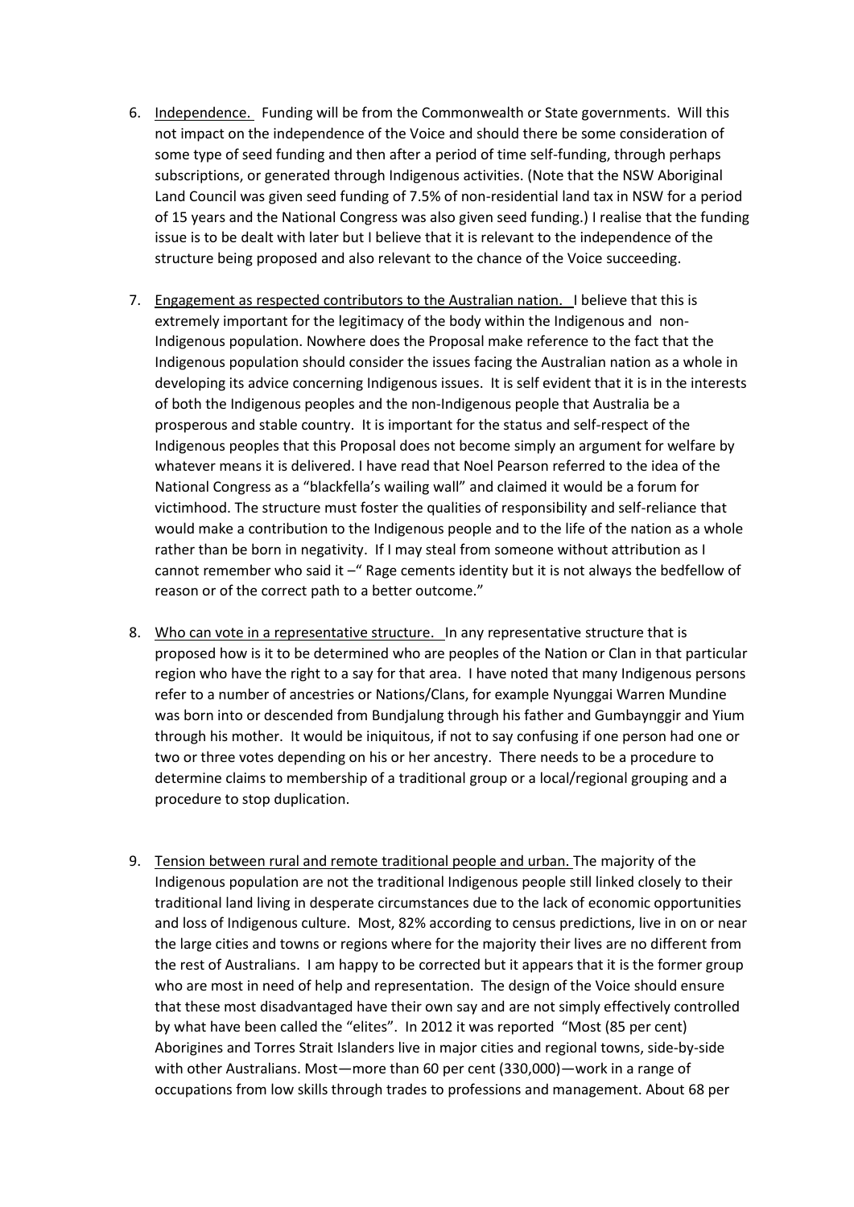6. <u>Independence.</u> Funding will be from the Commonwealth or State governments. Will this not impact on the independence of the Voice and should there be some consideration of some type of seed funding and then after a period of time self-funding, through perhaps subscriptions, or generated through Indigenous activities. (Note that the NSW Aboriginal Land Council was given seed funding of 7.5% of non-residential land tax in NSW for a period of 15 years and the National Congress was also given seed funding.) I realise that the funding issue is to be dealt with later but I believe that it is relevant to the independence of the structure being proposed and also relevant to the chance of the Voice succeeding.

7. <u>Engagement as respected contributors to the Australian nation.</u> I believe that this is extremely important for the legitimacy of the body within the Indigenous and non-Indigenous population. Nowhere does the Proposal make reference to the fact that the Indigenous population should consider the issues facing the Australian nation as a whole in developing its advice concerning Indigenous issues. It is self evident that it is in the interests of both the Indigenous peoples and the non-Indigenous people that Australia be a prosperous and stable country. It is important for the status and self-respect of the Indigenous peoples that this Proposal does not become simply an argument for welfare by whatever means it is delivered. I have read that Noel Pearson referred to the idea of the National Congress as a "blackfella's wailing wall" and claimed it would be a forum for victimhood. The structure must foster the qualities of responsibility and self-reliance that would make a contribution to the Indigenous people and to the life of the nation as a whole rather than be born in negativity. If I may steal from someone without attribution as I cannot remember who said it –" Rage cements identity but it is not always the bedfellow of reason or of the correct path to a better outcome."

8. <u>Who can vote in a representative structure.</u> In any representative structure that is proposed how is it to be determined who are peoples of the Nation or Clan in that particular region who have the right to a say for that area. I have noted that many Indigenous persons refer to a number of ancestries or Nations/Clans, for example Nyunggai Warren Mundine was born into or descended from Bundjalung through his father and Gumbaynggir and Yium through his mother. It would be iniquitous, if not to say confusing if one person had one or two or three votes depending on his or her ancestry. There needs to be a procedure to determine claims to membership of a traditional group or a local/regional grouping and a procedure to stop duplication.

9. <u>Tension between rural and remote traditional people and urban.</u> The majority of the Indigenous population are not the traditional Indigenous people still linked closely to their traditional land living in desperate circumstances due to the lack of economic opportunities and loss of Indigenous culture. Most, 82% according to census predictions, live in on or near the large cities and towns or regions where for the majority their lives are no different from the rest of Australians. I am happy to be corrected but it appears that it is the former group who are most in need of help and representation. The design of the Voice should ensure that these most disadvantaged have their own say and are not simply effectively controlled by what have been called the "elites". In 2012 it was reported "Most (85 per cent) Aborigines and Torres Strait Islanders live in major cities and regional towns, side-by-side with other Australians. Most—more than 60 per cent (330,000)—work in a range of occupations from low skills through trades to professions and management. About 68 per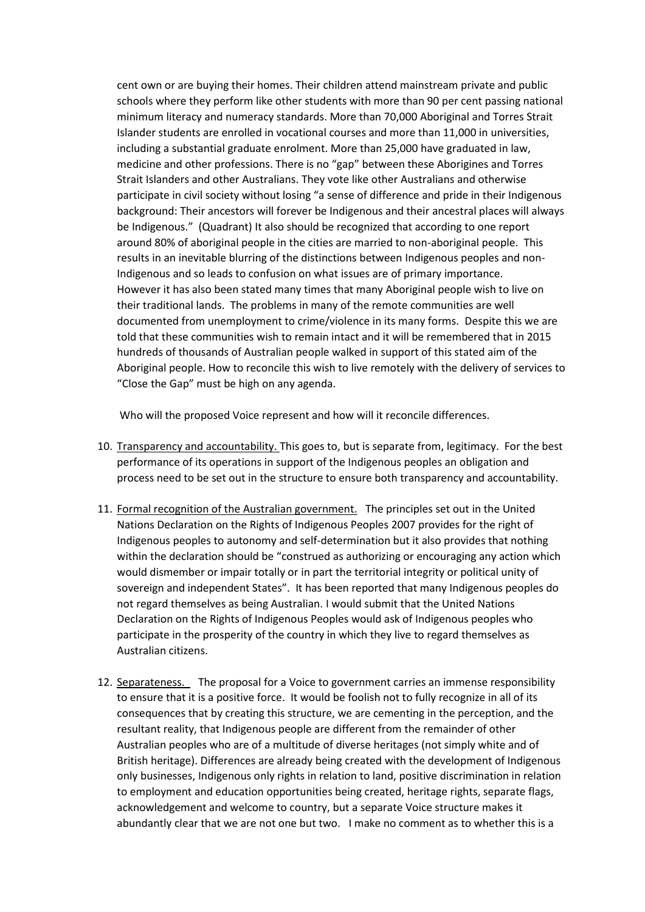cent own or are buying their homes. Their children attend mainstream private and public schools where they perform like other students with more than 90 per cent passing national minimum literacy and numeracy standards. More than 70,000 Aboriginal and Torres Strait Islander students are enrolled in vocational courses and more than 11,000 in universities, including a substantial graduate enrolment. More than 25,000 have graduated in law, medicine and other professions. There is no "gap" between these Aborigines and Torres Strait Islanders and other Australians. They vote like other Australians and otherwise participate in civil society without losing "a sense of difference and pride in their Indigenous background: Their ancestors will forever be Indigenous and their ancestral places will always be Indigenous." (Quadrant) It also should be recognized that according to one report around 80% of aboriginal people in the cities are married to non-aboriginal people. This results in an inevitable blurring of the distinctions between Indigenous peoples and non-Indigenous and so leads to confusion on what issues are of primary importance.
However it has also been stated many times that many Aboriginal people wish to live on their traditional lands. The problems in many of the remote communities are well documented from unemployment to crime/violence in its many forms. Despite this we are told that these communities wish to remain intact and it will be remembered that in 2015 hundreds of thousands of Australian people walked in support of this stated aim of the Aboriginal people. How to reconcile this wish to live remotely with the delivery of services to "Close the Gap" must be high on any agenda.

Who will the proposed Voice represent and how will it reconcile differences.

10. Transparency and accountability. This goes to, but is separate from, legitimacy. For the best performance of its operations in support of the Indigenous peoples an obligation and process need to be set out in the structure to ensure both transparency and accountability.

11. Formal recognition of the Australian government. The principles set out in the United Nations Declaration on the Rights of Indigenous Peoples 2007 provides for the right of Indigenous peoples to autonomy and self-determination but it also provides that nothing within the declaration should be "construed as authorizing or encouraging any action which would dismember or impair totally or in part the territorial integrity or political unity of sovereign and independent States". It has been reported that many Indigenous peoples do not regard themselves as being Australian. I would submit that the United Nations Declaration on the Rights of Indigenous Peoples would ask of Indigenous peoples who participate in the prosperity of the country in which they live to regard themselves as Australian citizens.

12. Separateness. The proposal for a Voice to government carries an immense responsibility to ensure that it is a positive force. It would be foolish not to fully recognize in all of its consequences that by creating this structure, we are cementing in the perception, and the resultant reality, that Indigenous people are different from the remainder of other Australian peoples who are of a multitude of diverse heritages (not simply white and of British heritage). Differences are already being created with the development of Indigenous only businesses, Indigenous only rights in relation to land, positive discrimination in relation to employment and education opportunities being created, heritage rights, separate flags, acknowledgement and welcome to country, but a separate Voice structure makes it abundantly clear that we are not one but two. I make no comment as to whether this is a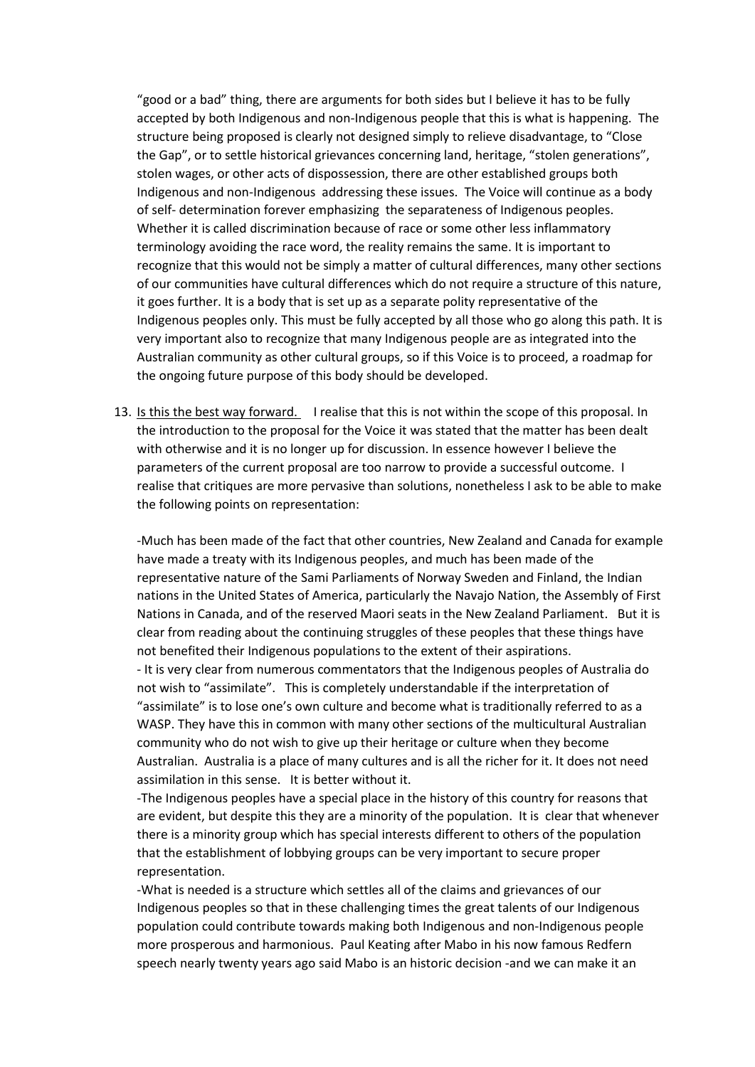"good or a bad" thing, there are arguments for both sides but I believe it has to be fully accepted by both Indigenous and non-Indigenous people that this is what is happening. The structure being proposed is clearly not designed simply to relieve disadvantage, to "Close the Gap", or to settle historical grievances concerning land, heritage, "stolen generations", stolen wages, or other acts of dispossession, there are other established groups both Indigenous and non-Indigenous addressing these issues. The Voice will continue as a body of self- determination forever emphasizing the separateness of Indigenous peoples. Whether it is called discrimination because of race or some other less inflammatory terminology avoiding the race word, the reality remains the same. It is important to recognize that this would not be simply a matter of cultural differences, many other sections of our communities have cultural differences which do not require a structure of this nature, it goes further. It is a body that is set up as a separate polity representative of the Indigenous peoples only. This must be fully accepted by all those who go along this path. It is very important also to recognize that many Indigenous people are as integrated into the Australian community as other cultural groups, so if this Voice is to proceed, a roadmap for the ongoing future purpose of this body should be developed.

13. Is this the best way forward. I realise that this is not within the scope of this proposal. In the introduction to the proposal for the Voice it was stated that the matter has been dealt with otherwise and it is no longer up for discussion. In essence however I believe the parameters of the current proposal are too narrow to provide a successful outcome. I realise that critiques are more pervasive than solutions, nonetheless I ask to be able to make the following points on representation:

   -Much has been made of the fact that other countries, New Zealand and Canada for example have made a treaty with its Indigenous peoples, and much has been made of the representative nature of the Sami Parliaments of Norway Sweden and Finland, the Indian nations in the United States of America, particularly the Navajo Nation, the Assembly of First Nations in Canada, and of the reserved Maori seats in the New Zealand Parliament. But it is clear from reading about the continuing struggles of these peoples that these things have not benefited their Indigenous populations to the extent of their aspirations.
   - It is very clear from numerous commentators that the Indigenous peoples of Australia do not wish to "assimilate". This is completely understandable if the interpretation of "assimilate" is to lose one's own culture and become what is traditionally referred to as a WASP. They have this in common with many other sections of the multicultural Australian community who do not wish to give up their heritage or culture when they become Australian. Australia is a place of many cultures and is all the richer for it. It does not need assimilation in this sense. It is better without it.
   -The Indigenous peoples have a special place in the history of this country for reasons that are evident, but despite this they are a minority of the population. It is clear that whenever there is a minority group which has special interests different to others of the population that the establishment of lobbying groups can be very important to secure proper representation.
   -What is needed is a structure which settles all of the claims and grievances of our Indigenous peoples so that in these challenging times the great talents of our Indigenous population could contribute towards making both Indigenous and non-Indigenous people more prosperous and harmonious. Paul Keating after Mabo in his now famous Redfern speech nearly twenty years ago said Mabo is an historic decision -and we can make it an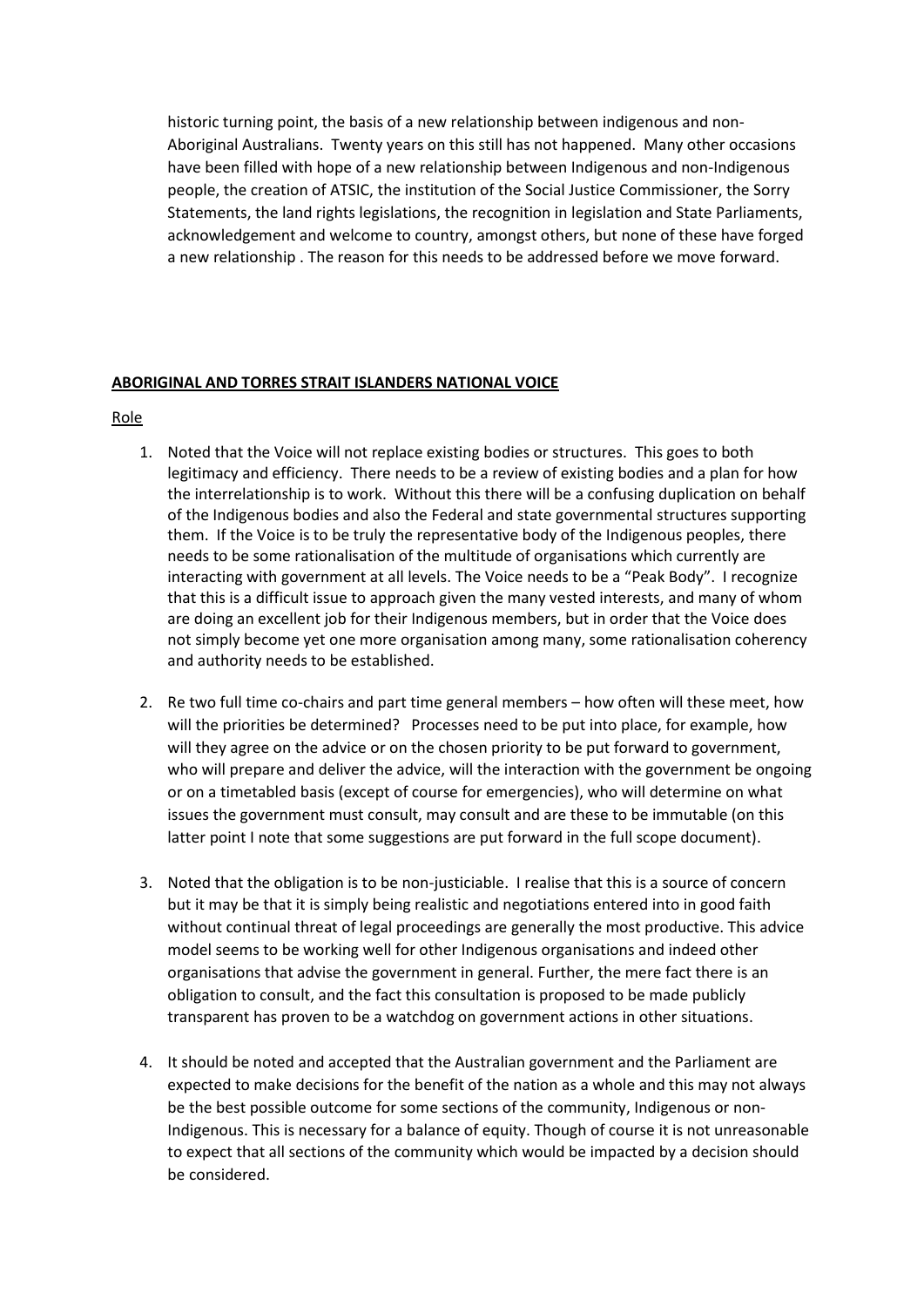historic turning point, the basis of a new relationship between indigenous and non-Aboriginal Australians. Twenty years on this still has not happened. Many other occasions have been filled with hope of a new relationship between Indigenous and non-Indigenous people, the creation of ATSIC, the institution of the Social Justice Commissioner, the Sorry Statements, the land rights legislations, the recognition in legislation and State Parliaments, acknowledgement and welcome to country, amongst others, but none of these have forged a new relationship . The reason for this needs to be addressed before we move forward.

## **ABORIGINAL AND TORRES STRAIT ISLANDERS NATIONAL VOICE**

### Role

1. Noted that the Voice will not replace existing bodies or structures. This goes to both legitimacy and efficiency. There needs to be a review of existing bodies and a plan for how the interrelationship is to work. Without this there will be a confusing duplication on behalf of the Indigenous bodies and also the Federal and state governmental structures supporting them. If the Voice is to be truly the representative body of the Indigenous peoples, there needs to be some rationalisation of the multitude of organisations which currently are interacting with government at all levels. The Voice needs to be a "Peak Body". I recognize that this is a difficult issue to approach given the many vested interests, and many of whom are doing an excellent job for their Indigenous members, but in order that the Voice does not simply become yet one more organisation among many, some rationalisation coherency and authority needs to be established.

2. Re two full time co-chairs and part time general members – how often will these meet, how will the priorities be determined? Processes need to be put into place, for example, how will they agree on the advice or on the chosen priority to be put forward to government, who will prepare and deliver the advice, will the interaction with the government be ongoing or on a timetabled basis (except of course for emergencies), who will determine on what issues the government must consult, may consult and are these to be immutable (on this latter point I note that some suggestions are put forward in the full scope document).

3. Noted that the obligation is to be non-justiciable. I realise that this is a source of concern but it may be that it is simply being realistic and negotiations entered into in good faith without continual threat of legal proceedings are generally the most productive. This advice model seems to be working well for other Indigenous organisations and indeed other organisations that advise the government in general. Further, the mere fact there is an obligation to consult, and the fact this consultation is proposed to be made publicly transparent has proven to be a watchdog on government actions in other situations.

4. It should be noted and accepted that the Australian government and the Parliament are expected to make decisions for the benefit of the nation as a whole and this may not always be the best possible outcome for some sections of the community, Indigenous or non-Indigenous. This is necessary for a balance of equity. Though of course it is not unreasonable to expect that all sections of the community which would be impacted by a decision should be considered.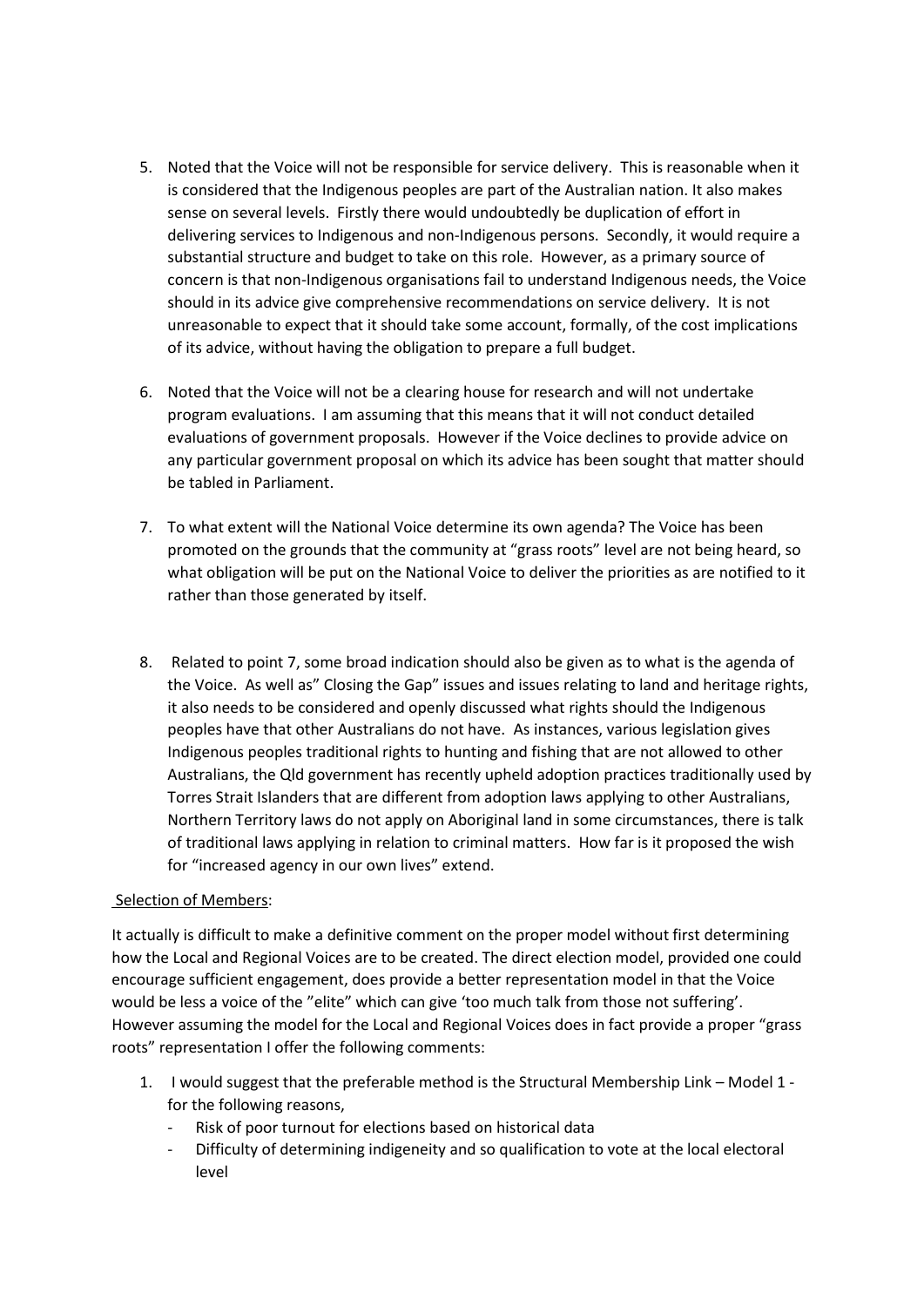5. Noted that the Voice will not be responsible for service delivery. This is reasonable when it is considered that the Indigenous peoples are part of the Australian nation. It also makes sense on several levels. Firstly there would undoubtedly be duplication of effort in delivering services to Indigenous and non-Indigenous persons. Secondly, it would require a substantial structure and budget to take on this role. However, as a primary source of concern is that non-Indigenous organisations fail to understand Indigenous needs, the Voice should in its advice give comprehensive recommendations on service delivery. It is not unreasonable to expect that it should take some account, formally, of the cost implications of its advice, without having the obligation to prepare a full budget.

6. Noted that the Voice will not be a clearing house for research and will not undertake program evaluations. I am assuming that this means that it will not conduct detailed evaluations of government proposals. However if the Voice declines to provide advice on any particular government proposal on which its advice has been sought that matter should be tabled in Parliament.

7. To what extent will the National Voice determine its own agenda? The Voice has been promoted on the grounds that the community at "grass roots" level are not being heard, so what obligation will be put on the National Voice to deliver the priorities as are notified to it rather than those generated by itself.

8. Related to point 7, some broad indication should also be given as to what is the agenda of the Voice. As well as" Closing the Gap" issues and issues relating to land and heritage rights, it also needs to be considered and openly discussed what rights should the Indigenous peoples have that other Australians do not have. As instances, various legislation gives Indigenous peoples traditional rights to hunting and fishing that are not allowed to other Australians, the Qld government has recently upheld adoption practices traditionally used by Torres Strait Islanders that are different from adoption laws applying to other Australians, Northern Territory laws do not apply on Aboriginal land in some circumstances, there is talk of traditional laws applying in relation to criminal matters. How far is it proposed the wish for "increased agency in our own lives" extend.

<u>Selection of Members</u>:

It actually is difficult to make a definitive comment on the proper model without first determining how the Local and Regional Voices are to be created. The direct election model, provided one could encourage sufficient engagement, does provide a better representation model in that the Voice would be less a voice of the "elite" which can give 'too much talk from those not suffering'. However assuming the model for the Local and Regional Voices does in fact provide a proper "grass roots" representation I offer the following comments:

1. I would suggest that the preferable method is the Structural Membership Link – Model 1 - for the following reasons,
   - Risk of poor turnout for elections based on historical data
   - Difficulty of determining indigeneity and so qualification to vote at the local electoral level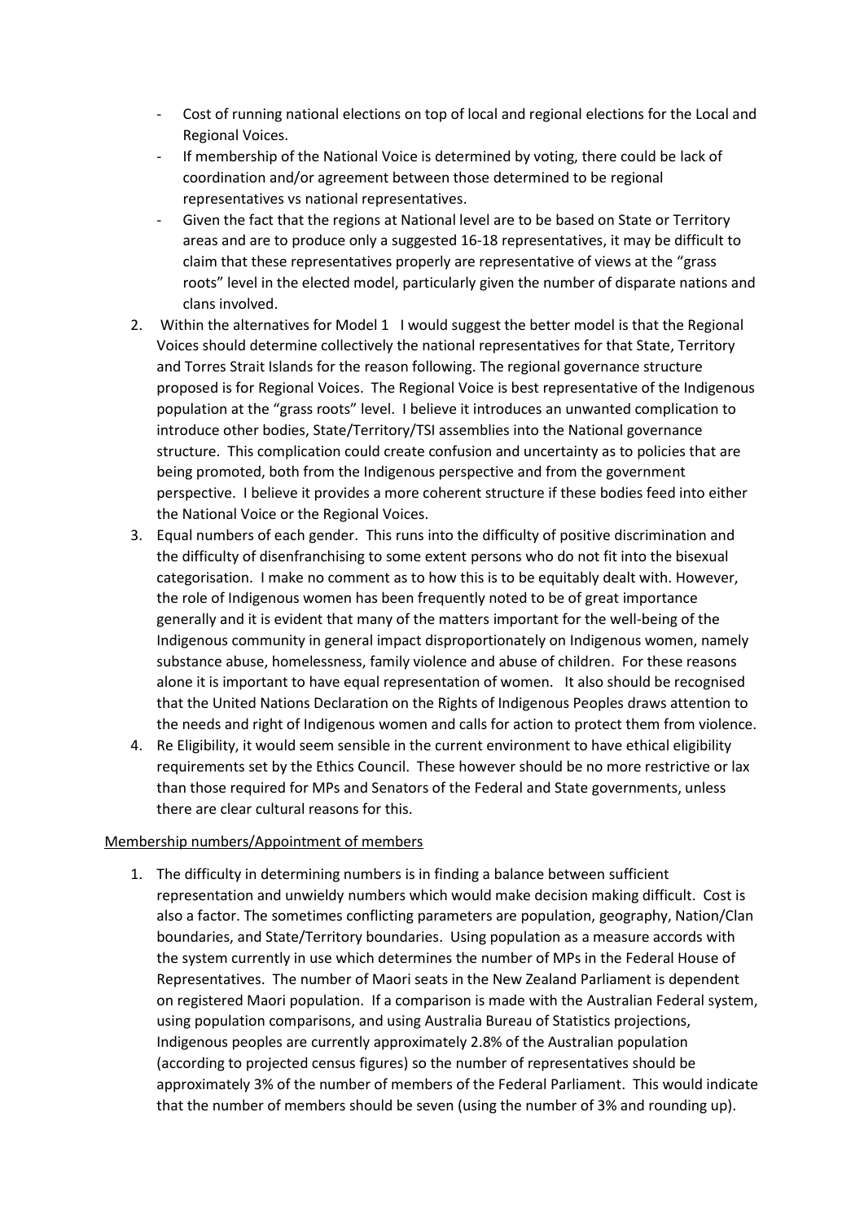- Cost of running national elections on top of local and regional elections for the Local and Regional Voices.
- If membership of the National Voice is determined by voting, there could be lack of coordination and/or agreement between those determined to be regional representatives vs national representatives.
- Given the fact that the regions at National level are to be based on State or Territory areas and are to produce only a suggested 16-18 representatives, it may be difficult to claim that these representatives properly are representative of views at the "grass roots" level in the elected model, particularly given the number of disparate nations and clans involved.

2. Within the alternatives for Model 1 I would suggest the better model is that the Regional Voices should determine collectively the national representatives for that State, Territory and Torres Strait Islands for the reason following. The regional governance structure proposed is for Regional Voices. The Regional Voice is best representative of the Indigenous population at the "grass roots" level. I believe it introduces an unwanted complication to introduce other bodies, State/Territory/TSI assemblies into the National governance structure. This complication could create confusion and uncertainty as to policies that are being promoted, both from the Indigenous perspective and from the government perspective. I believe it provides a more coherent structure if these bodies feed into either the National Voice or the Regional Voices.
3. Equal numbers of each gender. This runs into the difficulty of positive discrimination and the difficulty of disenfranchising to some extent persons who do not fit into the bisexual categorisation. I make no comment as to how this is to be equitably dealt with. However, the role of Indigenous women has been frequently noted to be of great importance generally and it is evident that many of the matters important for the well-being of the Indigenous community in general impact disproportionately on Indigenous women, namely substance abuse, homelessness, family violence and abuse of children. For these reasons alone it is important to have equal representation of women. It also should be recognised that the United Nations Declaration on the Rights of Indigenous Peoples draws attention to the needs and right of Indigenous women and calls for action to protect them from violence.
4. Re Eligibility, it would seem sensible in the current environment to have ethical eligibility requirements set by the Ethics Council. These however should be no more restrictive or lax than those required for MPs and Senators of the Federal and State governments, unless there are clear cultural reasons for this.

<u>Membership numbers/Appointment of members</u>

1. The difficulty in determining numbers is in finding a balance between sufficient representation and unwieldy numbers which would make decision making difficult. Cost is also a factor. The sometimes conflicting parameters are population, geography, Nation/Clan boundaries, and State/Territory boundaries. Using population as a measure accords with the system currently in use which determines the number of MPs in the Federal House of Representatives. The number of Maori seats in the New Zealand Parliament is dependent on registered Maori population. If a comparison is made with the Australian Federal system, using population comparisons, and using Australia Bureau of Statistics projections, Indigenous peoples are currently approximately 2.8% of the Australian population (according to projected census figures) so the number of representatives should be approximately 3% of the number of members of the Federal Parliament. This would indicate that the number of members should be seven (using the number of 3% and rounding up).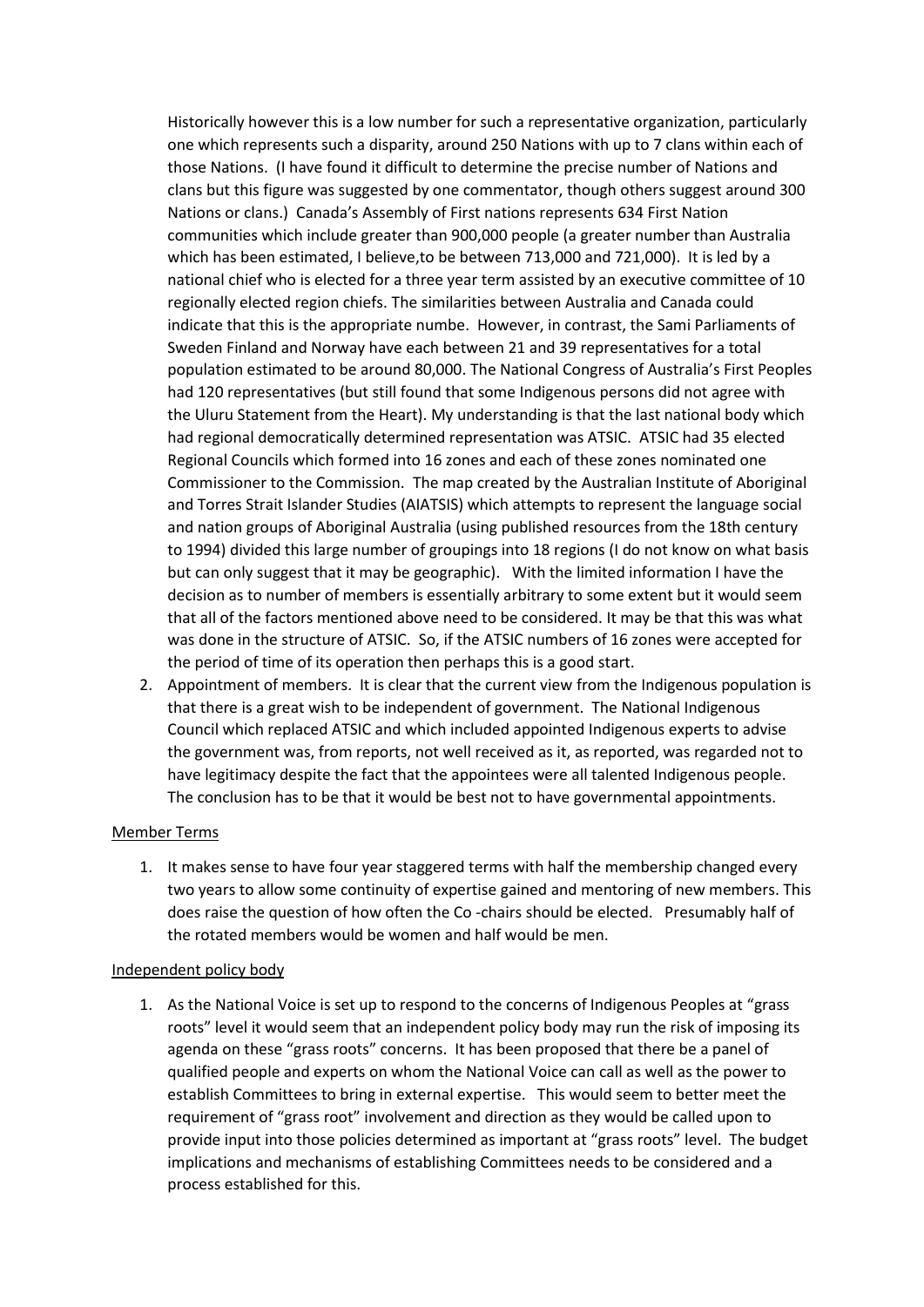Historically however this is a low number for such a representative organization, particularly one which represents such a disparity, around 250 Nations with up to 7 clans within each of those Nations. (I have found it difficult to determine the precise number of Nations and clans but this figure was suggested by one commentator, though others suggest around 300 Nations or clans.) Canada's Assembly of First nations represents 634 First Nation communities which include greater than 900,000 people (a greater number than Australia which has been estimated, I believe,to be between 713,000 and 721,000). It is led by a national chief who is elected for a three year term assisted by an executive committee of 10 regionally elected region chiefs. The similarities between Australia and Canada could indicate that this is the appropriate numbe. However, in contrast, the Sami Parliaments of Sweden Finland and Norway have each between 21 and 39 representatives for a total population estimated to be around 80,000. The National Congress of Australia's First Peoples had 120 representatives (but still found that some Indigenous persons did not agree with the Uluru Statement from the Heart). My understanding is that the last national body which had regional democratically determined representation was ATSIC. ATSIC had 35 elected Regional Councils which formed into 16 zones and each of these zones nominated one Commissioner to the Commission. The map created by the Australian Institute of Aboriginal and Torres Strait Islander Studies (AIATSIS) which attempts to represent the language social and nation groups of Aboriginal Australia (using published resources from the 18th century to 1994) divided this large number of groupings into 18 regions (I do not know on what basis but can only suggest that it may be geographic). With the limited information I have the decision as to number of members is essentially arbitrary to some extent but it would seem that all of the factors mentioned above need to be considered. It may be that this was what was done in the structure of ATSIC. So, if the ATSIC numbers of 16 zones were accepted for the period of time of its operation then perhaps this is a good start.

2. Appointment of members. It is clear that the current view from the Indigenous population is that there is a great wish to be independent of government. The National Indigenous Council which replaced ATSIC and which included appointed Indigenous experts to advise the government was, from reports, not well received as it, as reported, was regarded not to have legitimacy despite the fact that the appointees were all talented Indigenous people. The conclusion has to be that it would be best not to have governmental appointments.

<u>Member Terms</u>

1. It makes sense to have four year staggered terms with half the membership changed every two years to allow some continuity of expertise gained and mentoring of new members. This does raise the question of how often the Co -chairs should be elected. Presumably half of the rotated members would be women and half would be men.

<u>Independent policy body</u>

1. As the National Voice is set up to respond to the concerns of Indigenous Peoples at "grass roots" level it would seem that an independent policy body may run the risk of imposing its agenda on these "grass roots" concerns. It has been proposed that there be a panel of qualified people and experts on whom the National Voice can call as well as the power to establish Committees to bring in external expertise. This would seem to better meet the requirement of "grass root" involvement and direction as they would be called upon to provide input into those policies determined as important at "grass roots" level. The budget implications and mechanisms of establishing Committees needs to be considered and a process established for this.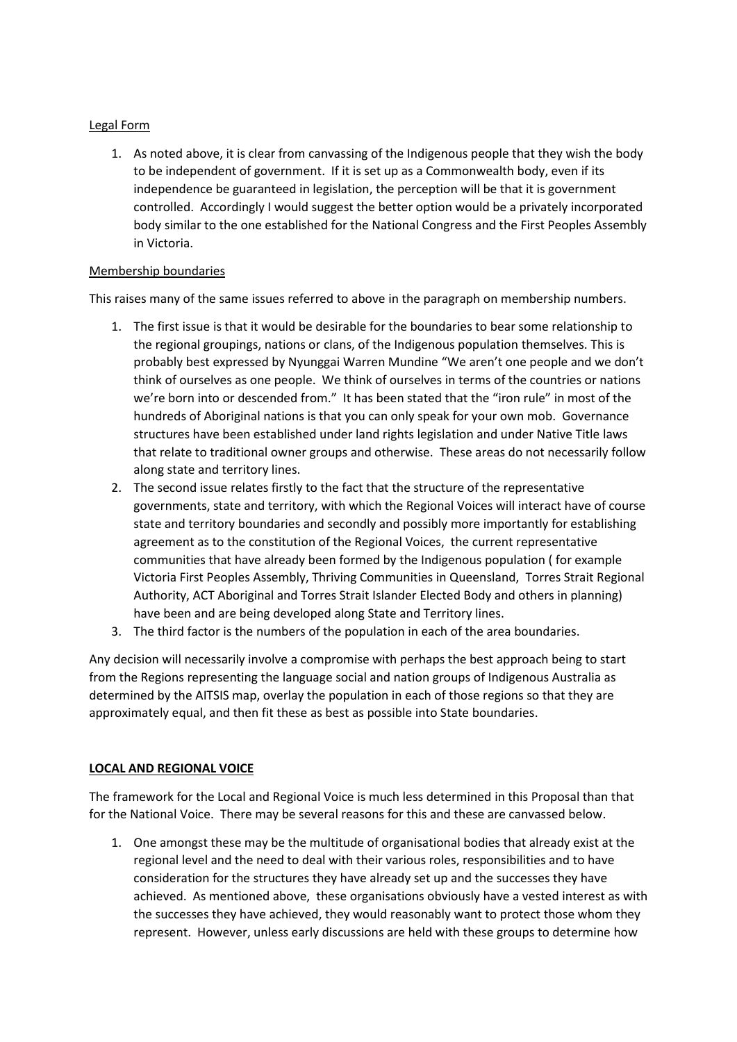Legal Form

1. As noted above, it is clear from canvassing of the Indigenous people that they wish the body to be independent of government. If it is set up as a Commonwealth body, even if its independence be guaranteed in legislation, the perception will be that it is government controlled. Accordingly I would suggest the better option would be a privately incorporated body similar to the one established for the National Congress and the First Peoples Assembly in Victoria.

Membership boundaries

This raises many of the same issues referred to above in the paragraph on membership numbers.

1. The first issue is that it would be desirable for the boundaries to bear some relationship to the regional groupings, nations or clans, of the Indigenous population themselves. This is probably best expressed by Nyunggai Warren Mundine "We aren't one people and we don't think of ourselves as one people. We think of ourselves in terms of the countries or nations we're born into or descended from." It has been stated that the "iron rule" in most of the hundreds of Aboriginal nations is that you can only speak for your own mob. Governance structures have been established under land rights legislation and under Native Title laws that relate to traditional owner groups and otherwise. These areas do not necessarily follow along state and territory lines.
2. The second issue relates firstly to the fact that the structure of the representative governments, state and territory, with which the Regional Voices will interact have of course state and territory boundaries and secondly and possibly more importantly for establishing agreement as to the constitution of the Regional Voices, the current representative communities that have already been formed by the Indigenous population ( for example Victoria First Peoples Assembly, Thriving Communities in Queensland, Torres Strait Regional Authority, ACT Aboriginal and Torres Strait Islander Elected Body and others in planning) have been and are being developed along State and Territory lines.
3. The third factor is the numbers of the population in each of the area boundaries.

Any decision will necessarily involve a compromise with perhaps the best approach being to start from the Regions representing the language social and nation groups of Indigenous Australia as determined by the AITSIS map, overlay the population in each of those regions so that they are approximately equal, and then fit these as best as possible into State boundaries.

**LOCAL AND REGIONAL VOICE**

The framework for the Local and Regional Voice is much less determined in this Proposal than that for the National Voice. There may be several reasons for this and these are canvassed below.

1. One amongst these may be the multitude of organisational bodies that already exist at the regional level and the need to deal with their various roles, responsibilities and to have consideration for the structures they have already set up and the successes they have achieved. As mentioned above, these organisations obviously have a vested interest as with the successes they have achieved, they would reasonably want to protect those whom they represent. However, unless early discussions are held with these groups to determine how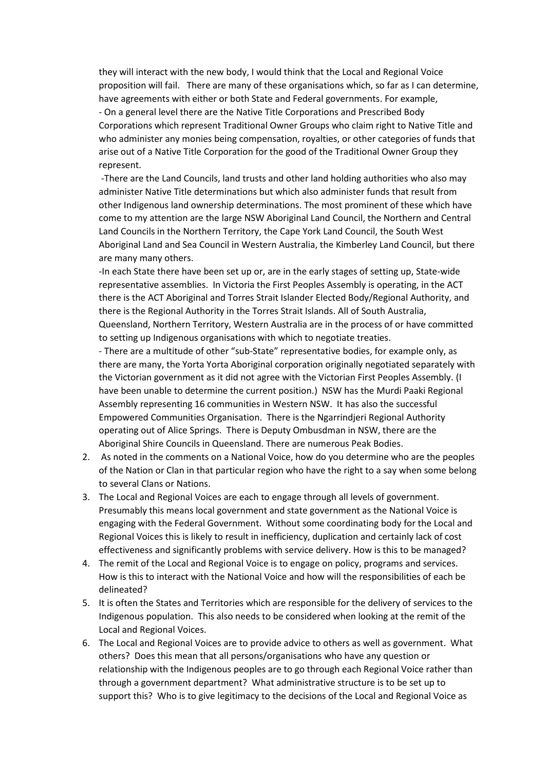they will interact with the new body, I would think that the Local and Regional Voice proposition will fail. There are many of these organisations which, so far as I can determine, have agreements with either or both State and Federal governments. For example,

- On a general level there are the Native Title Corporations and Prescribed Body Corporations which represent Traditional Owner Groups who claim right to Native Title and who administer any monies being compensation, royalties, or other categories of funds that arise out of a Native Title Corporation for the good of the Traditional Owner Group they represent.
- There are the Land Councils, land trusts and other land holding authorities who also may administer Native Title determinations but which also administer funds that result from other Indigenous land ownership determinations. The most prominent of these which have come to my attention are the large NSW Aboriginal Land Council, the Northern and Central Land Councils in the Northern Territory, the Cape York Land Council, the South West Aboriginal Land and Sea Council in Western Australia, the Kimberley Land Council, but there are many many others.
- In each State there have been set up or, are in the early stages of setting up, State-wide representative assemblies. In Victoria the First Peoples Assembly is operating, in the ACT there is the ACT Aboriginal and Torres Strait Islander Elected Body/Regional Authority, and there is the Regional Authority in the Torres Strait Islands. All of South Australia, Queensland, Northern Territory, Western Australia are in the process of or have committed to setting up Indigenous organisations with which to negotiate treaties.
- There are a multitude of other "sub-State" representative bodies, for example only, as there are many, the Yorta Yorta Aboriginal corporation originally negotiated separately with the Victorian government as it did not agree with the Victorian First Peoples Assembly. (I have been unable to determine the current position.) NSW has the Murdi Paaki Regional Assembly representing 16 communities in Western NSW. It has also the successful Empowered Communities Organisation. There is the Ngarrindjeri Regional Authority operating out of Alice Springs. There is Deputy Ombusdman in NSW, there are the Aboriginal Shire Councils in Queensland. There are numerous Peak Bodies.

2. As noted in the comments on a National Voice, how do you determine who are the peoples of the Nation or Clan in that particular region who have the right to a say when some belong to several Clans or Nations.
3. The Local and Regional Voices are each to engage through all levels of government. Presumably this means local government and state government as the National Voice is engaging with the Federal Government. Without some coordinating body for the Local and Regional Voices this is likely to result in inefficiency, duplication and certainly lack of cost effectiveness and significantly problems with service delivery. How is this to be managed?
4. The remit of the Local and Regional Voice is to engage on policy, programs and services. How is this to interact with the National Voice and how will the responsibilities of each be delineated?
5. It is often the States and Territories which are responsible for the delivery of services to the Indigenous population. This also needs to be considered when looking at the remit of the Local and Regional Voices.
6. The Local and Regional Voices are to provide advice to others as well as government. What others? Does this mean that all persons/organisations who have any question or relationship with the Indigenous peoples are to go through each Regional Voice rather than through a government department? What administrative structure is to be set up to support this? Who is to give legitimacy to the decisions of the Local and Regional Voice as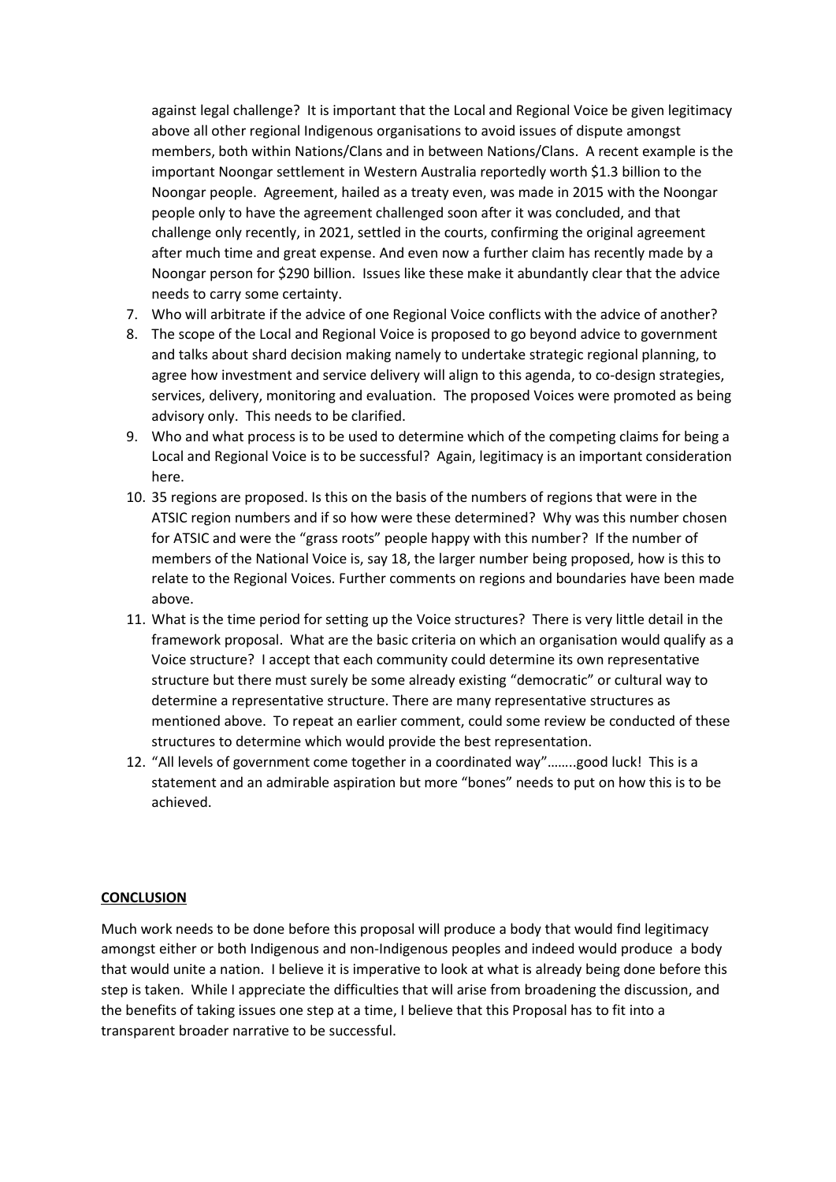against legal challenge? It is important that the Local and Regional Voice be given legitimacy above all other regional Indigenous organisations to avoid issues of dispute amongst members, both within Nations/Clans and in between Nations/Clans. A recent example is the important Noongar settlement in Western Australia reportedly worth $1.3 billion to the Noongar people. Agreement, hailed as a treaty even, was made in 2015 with the Noongar people only to have the agreement challenged soon after it was concluded, and that challenge only recently, in 2021, settled in the courts, confirming the original agreement after much time and great expense. And even now a further claim has recently made by a Noongar person for $290 billion. Issues like these make it abundantly clear that the advice needs to carry some certainty.

7. Who will arbitrate if the advice of one Regional Voice conflicts with the advice of another?
8. The scope of the Local and Regional Voice is proposed to go beyond advice to government and talks about shard decision making namely to undertake strategic regional planning, to agree how investment and service delivery will align to this agenda, to co-design strategies, services, delivery, monitoring and evaluation. The proposed Voices were promoted as being advisory only. This needs to be clarified.
9. Who and what process is to be used to determine which of the competing claims for being a Local and Regional Voice is to be successful? Again, legitimacy is an important consideration here.
10. 35 regions are proposed. Is this on the basis of the numbers of regions that were in the ATSIC region numbers and if so how were these determined? Why was this number chosen for ATSIC and were the "grass roots" people happy with this number? If the number of members of the National Voice is, say 18, the larger number being proposed, how is this to relate to the Regional Voices. Further comments on regions and boundaries have been made above.
11. What is the time period for setting up the Voice structures? There is very little detail in the framework proposal. What are the basic criteria on which an organisation would qualify as a Voice structure? I accept that each community could determine its own representative structure but there must surely be some already existing "democratic" or cultural way to determine a representative structure. There are many representative structures as mentioned above. To repeat an earlier comment, could some review be conducted of these structures to determine which would provide the best representation.
12. "All levels of government come together in a coordinated way"……..good luck! This is a statement and an admirable aspiration but more "bones" needs to put on how this is to be achieved.

**CONCLUSION**

Much work needs to be done before this proposal will produce a body that would find legitimacy amongst either or both Indigenous and non-Indigenous peoples and indeed would produce a body that would unite a nation. I believe it is imperative to look at what is already being done before this step is taken. While I appreciate the difficulties that will arise from broadening the discussion, and the benefits of taking issues one step at a time, I believe that this Proposal has to fit into a transparent broader narrative to be successful.